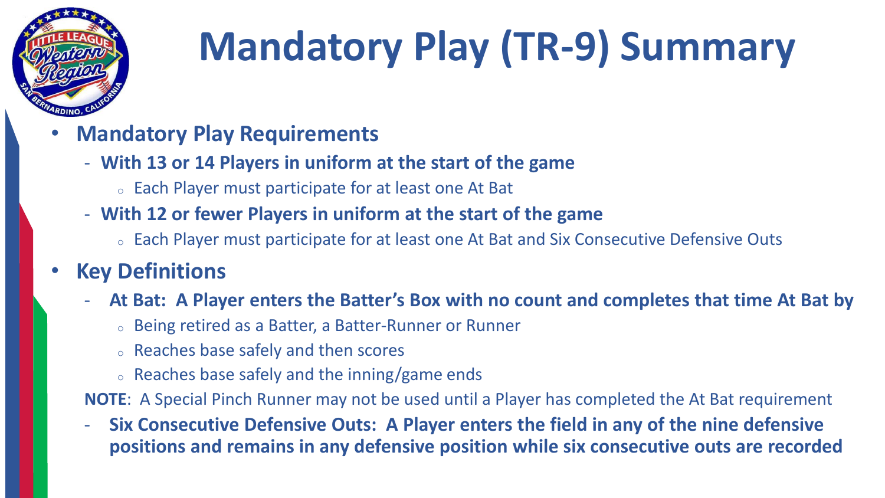# Mandatory Play (TR-9) Summary

- **Mandatory Play Requirements**
  - **With 13 or 14 Players in uniform at the start of the game**
    - Each Player must participate for at least one At Bat
  - **With 12 or fewer Players in uniform at the start of the game**
    - Each Player must participate for at least one At Bat and Six Consecutive Defensive Outs
- **Key Definitions**
  - **At Bat: A Player enters the Batter's Box with no count and completes that time At Bat by**
    - Being retired as a Batter, a Batter-Runner or Runner
    - Reaches base safely and then scores
    - Reaches base safely and the inning/game ends

  **NOTE**: A Special Pinch Runner may not be used until a Player has completed the At Bat requirement

  - **Six Consecutive Defensive Outs: A Player enters the field in any of the nine defensive positions and remains in any defensive position while six consecutive outs are recorded**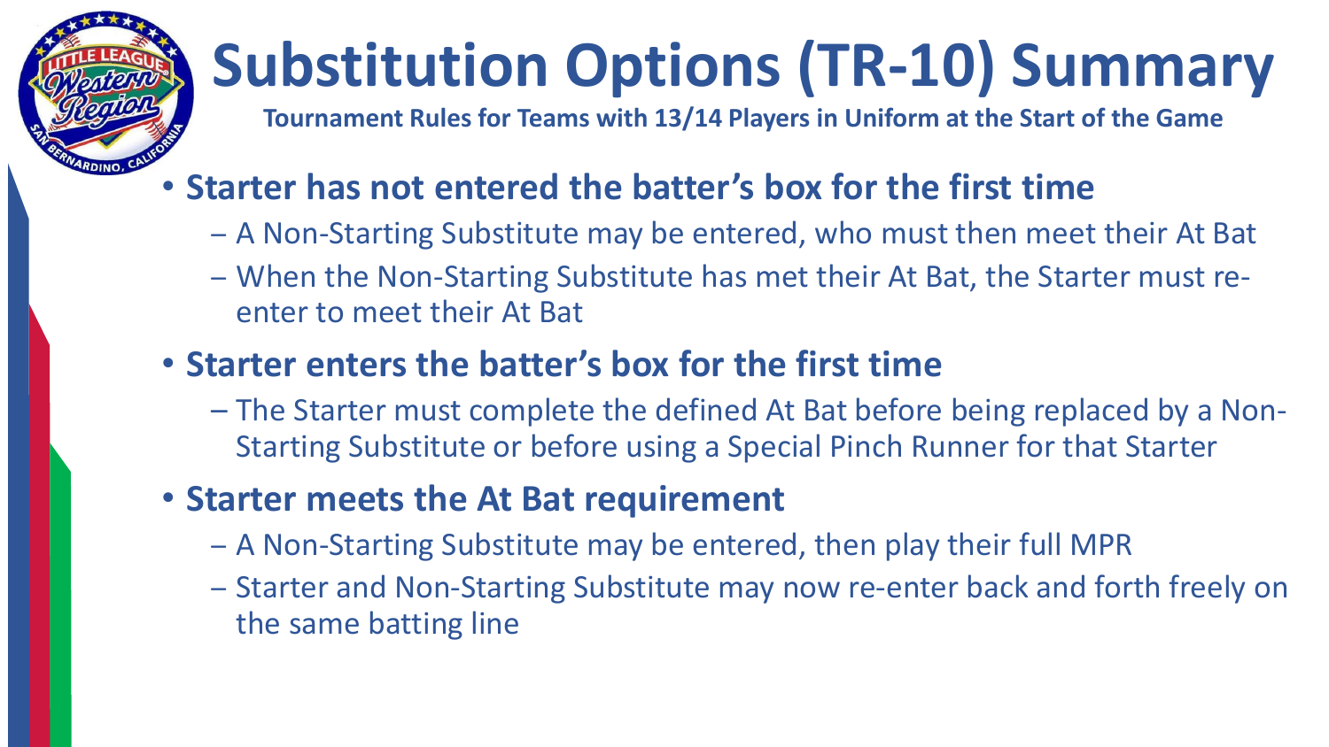# Substitution Options (TR-10) Summary

**Tournament Rules for Teams with 13/14 Players in Uniform at the Start of the Game**

- **Starter has not entered the batter's box for the first time**
  - A Non-Starting Substitute may be entered, who must then meet their At Bat
  - When the Non-Starting Substitute has met their At Bat, the Starter must re-enter to meet their At Bat
- **Starter enters the batter's box for the first time**
  - The Starter must complete the defined At Bat before being replaced by a Non-Starting Substitute or before using a Special Pinch Runner for that Starter
- **Starter meets the At Bat requirement**
  - A Non-Starting Substitute may be entered, then play their full MPR
  - Starter and Non-Starting Substitute may now re-enter back and forth freely on the same batting line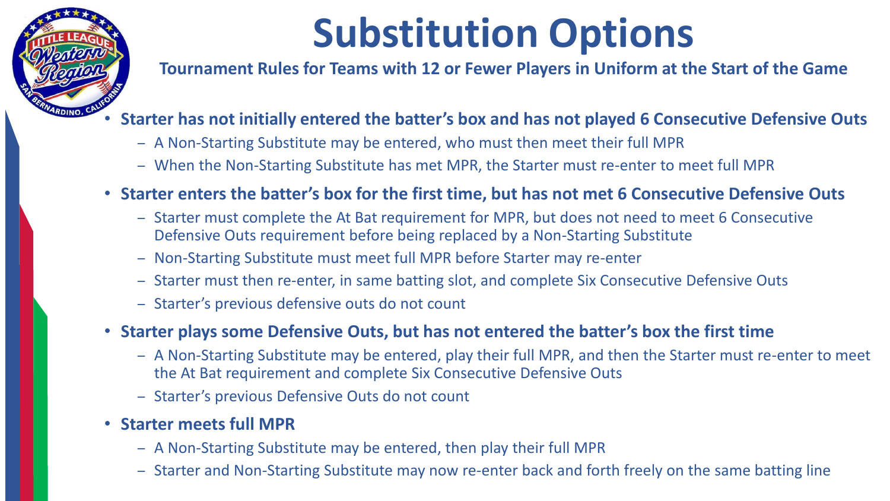# Substitution Options

**Tournament Rules for Teams with 12 or Fewer Players in Uniform at the Start of the Game**

- **Starter has not initially entered the batter's box and has not played 6 Consecutive Defensive Outs**
  - A Non-Starting Substitute may be entered, who must then meet their full MPR
  - When the Non-Starting Substitute has met MPR, the Starter must re-enter to meet full MPR
- **Starter enters the batter's box for the first time, but has not met 6 Consecutive Defensive Outs**
  - Starter must complete the At Bat requirement for MPR, but does not need to meet 6 Consecutive Defensive Outs requirement before being replaced by a Non-Starting Substitute
  - Non-Starting Substitute must meet full MPR before Starter may re-enter
  - Starter must then re-enter, in same batting slot, and complete Six Consecutive Defensive Outs
  - Starter's previous defensive outs do not count
- **Starter plays some Defensive Outs, but has not entered the batter's box the first time**
  - A Non-Starting Substitute may be entered, play their full MPR, and then the Starter must re-enter to meet the At Bat requirement and complete Six Consecutive Defensive Outs
  - Starter's previous Defensive Outs do not count
- **Starter meets full MPR**
  - A Non-Starting Substitute may be entered, then play their full MPR
  - Starter and Non-Starting Substitute may now re-enter back and forth freely on the same batting line